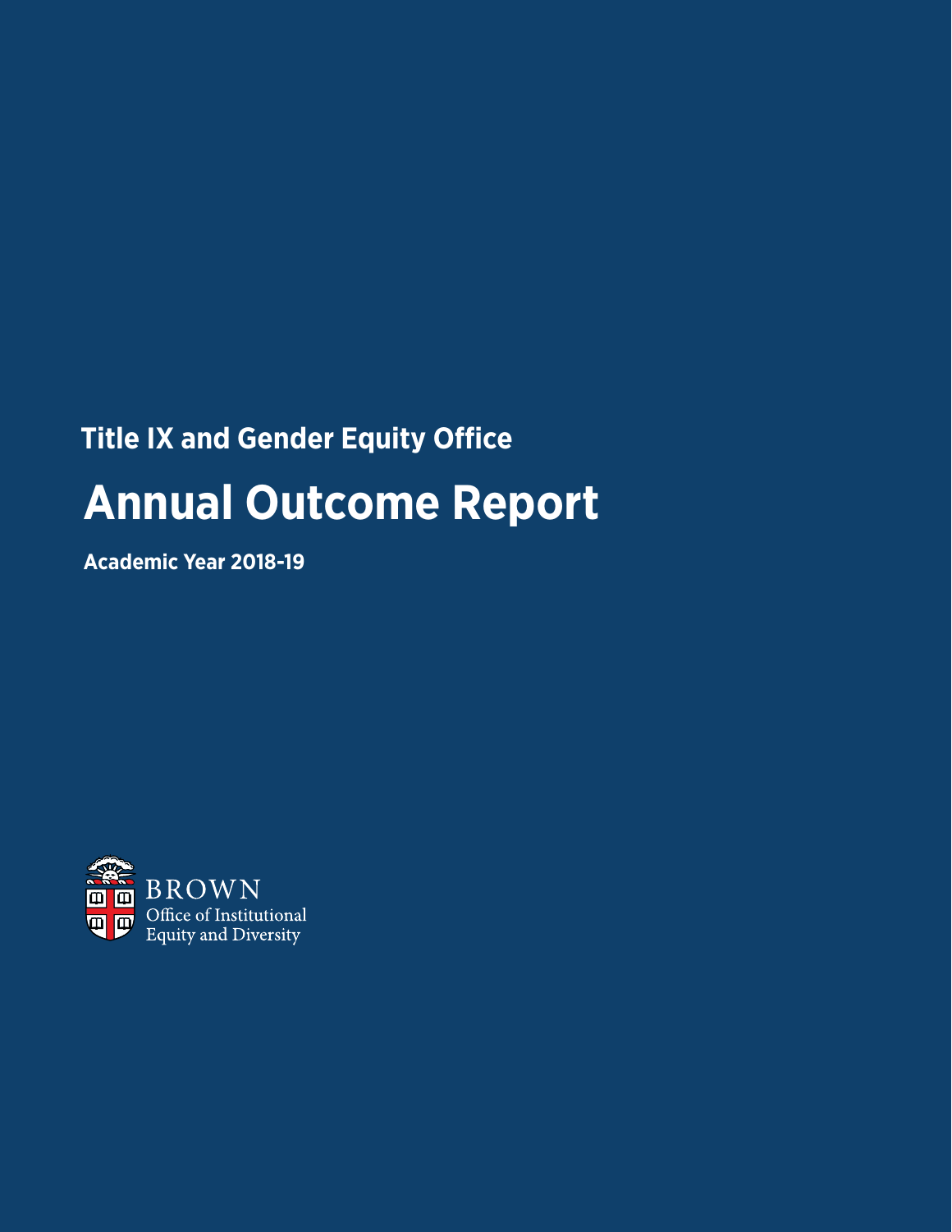## Title IX and Gender Equity Office

# Annual Outcome Report

**Academic Year 2018-19**

BROWN
Office of Institutional
Equity and Diversity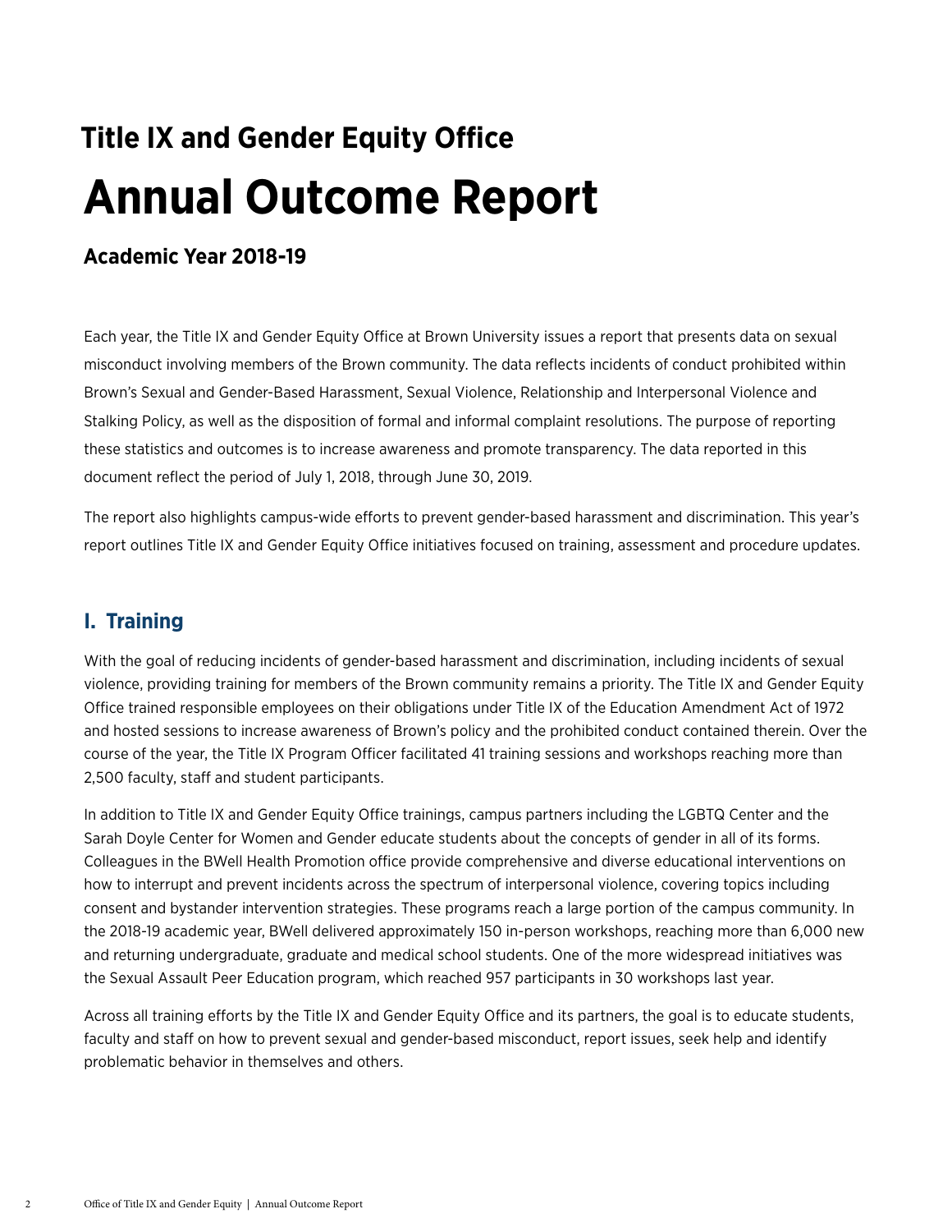## Title IX and Gender Equity Office

# Annual Outcome Report

### Academic Year 2018-19

Each year, the Title IX and Gender Equity Office at Brown University issues a report that presents data on sexual misconduct involving members of the Brown community. The data reflects incidents of conduct prohibited within Brown's Sexual and Gender-Based Harassment, Sexual Violence, Relationship and Interpersonal Violence and Stalking Policy, as well as the disposition of formal and informal complaint resolutions. The purpose of reporting these statistics and outcomes is to increase awareness and promote transparency. The data reported in this document reflect the period of July 1, 2018, through June 30, 2019.

The report also highlights campus-wide efforts to prevent gender-based harassment and discrimination. This year's report outlines Title IX and Gender Equity Office initiatives focused on training, assessment and procedure updates.

## I. Training

With the goal of reducing incidents of gender-based harassment and discrimination, including incidents of sexual violence, providing training for members of the Brown community remains a priority. The Title IX and Gender Equity Office trained responsible employees on their obligations under Title IX of the Education Amendment Act of 1972 and hosted sessions to increase awareness of Brown's policy and the prohibited conduct contained therein. Over the course of the year, the Title IX Program Officer facilitated 41 training sessions and workshops reaching more than 2,500 faculty, staff and student participants.

In addition to Title IX and Gender Equity Office trainings, campus partners including the LGBTQ Center and the Sarah Doyle Center for Women and Gender educate students about the concepts of gender in all of its forms. Colleagues in the BWell Health Promotion office provide comprehensive and diverse educational interventions on how to interrupt and prevent incidents across the spectrum of interpersonal violence, covering topics including consent and bystander intervention strategies. These programs reach a large portion of the campus community. In the 2018-19 academic year, BWell delivered approximately 150 in-person workshops, reaching more than 6,000 new and returning undergraduate, graduate and medical school students. One of the more widespread initiatives was the Sexual Assault Peer Education program, which reached 957 participants in 30 workshops last year.

Across all training efforts by the Title IX and Gender Equity Office and its partners, the goal is to educate students, faculty and staff on how to prevent sexual and gender-based misconduct, report issues, seek help and identify problematic behavior in themselves and others.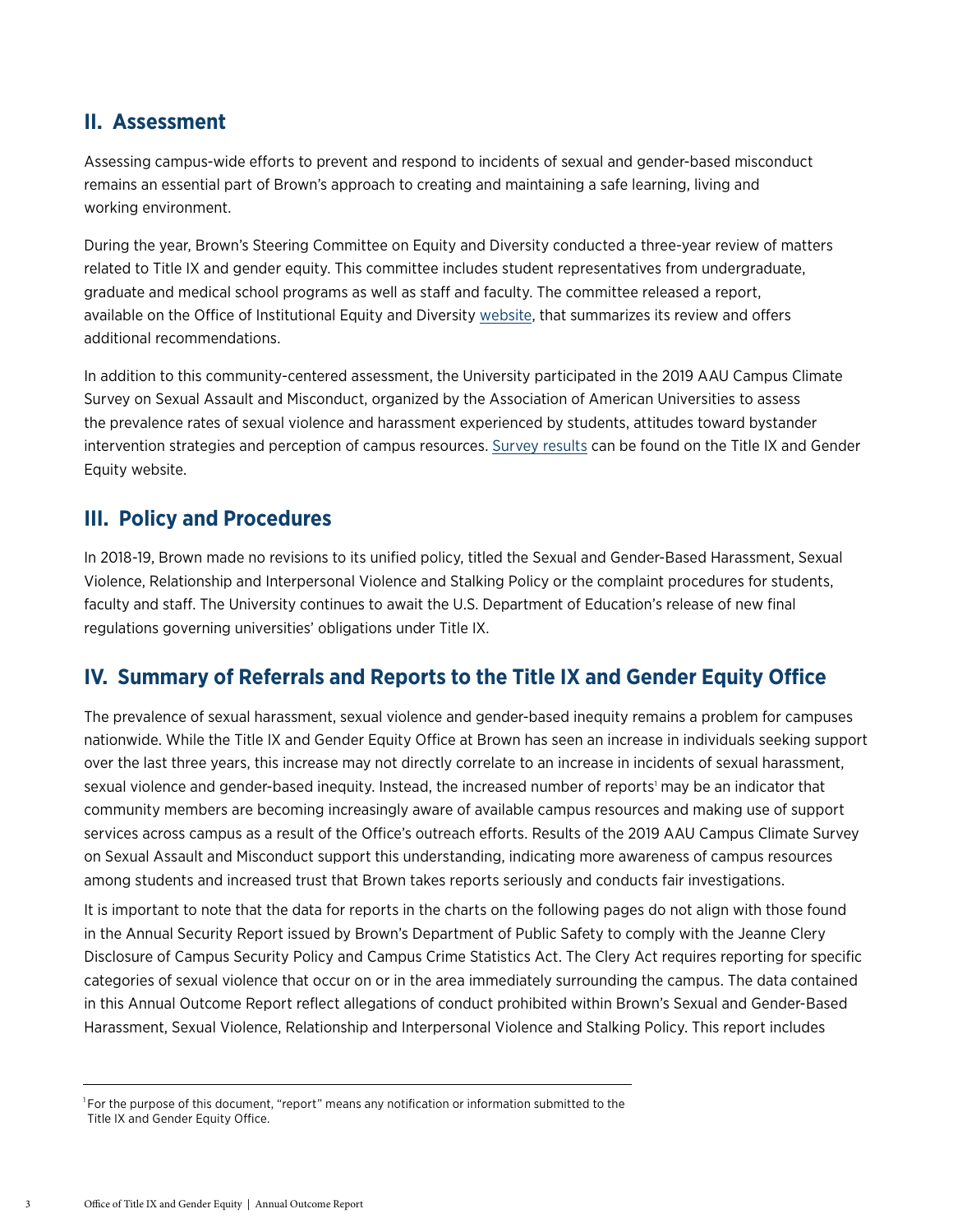## II. Assessment

Assessing campus-wide efforts to prevent and respond to incidents of sexual and gender-based misconduct remains an essential part of Brown's approach to creating and maintaining a safe learning, living and working environment.

During the year, Brown's Steering Committee on Equity and Diversity conducted a three-year review of matters related to Title IX and gender equity. This committee includes student representatives from undergraduate, graduate and medical school programs as well as staff and faculty. The committee released a report, available on the Office of Institutional Equity and Diversity website, that summarizes its review and offers additional recommendations.

In addition to this community-centered assessment, the University participated in the 2019 AAU Campus Climate Survey on Sexual Assault and Misconduct, organized by the Association of American Universities to assess the prevalence rates of sexual violence and harassment experienced by students, attitudes toward bystander intervention strategies and perception of campus resources. Survey results can be found on the Title IX and Gender Equity website.

## III. Policy and Procedures

In 2018-19, Brown made no revisions to its unified policy, titled the Sexual and Gender-Based Harassment, Sexual Violence, Relationship and Interpersonal Violence and Stalking Policy or the complaint procedures for students, faculty and staff. The University continues to await the U.S. Department of Education's release of new final regulations governing universities' obligations under Title IX.

## IV. Summary of Referrals and Reports to the Title IX and Gender Equity Office

The prevalence of sexual harassment, sexual violence and gender-based inequity remains a problem for campuses nationwide. While the Title IX and Gender Equity Office at Brown has seen an increase in individuals seeking support over the last three years, this increase may not directly correlate to an increase in incidents of sexual harassment, sexual violence and gender-based inequity. Instead, the increased number of reports[1] may be an indicator that community members are becoming increasingly aware of available campus resources and making use of support services across campus as a result of the Office's outreach efforts. Results of the 2019 AAU Campus Climate Survey on Sexual Assault and Misconduct support this understanding, indicating more awareness of campus resources among students and increased trust that Brown takes reports seriously and conducts fair investigations.

It is important to note that the data for reports in the charts on the following pages do not align with those found in the Annual Security Report issued by Brown's Department of Public Safety to comply with the Jeanne Clery Disclosure of Campus Security Policy and Campus Crime Statistics Act. The Clery Act requires reporting for specific categories of sexual violence that occur on or in the area immediately surrounding the campus. The data contained in this Annual Outcome Report reflect allegations of conduct prohibited within Brown's Sexual and Gender-Based Harassment, Sexual Violence, Relationship and Interpersonal Violence and Stalking Policy. This report includes

---

[1] For the purpose of this document, "report" means any notification or information submitted to the Title IX and Gender Equity Office.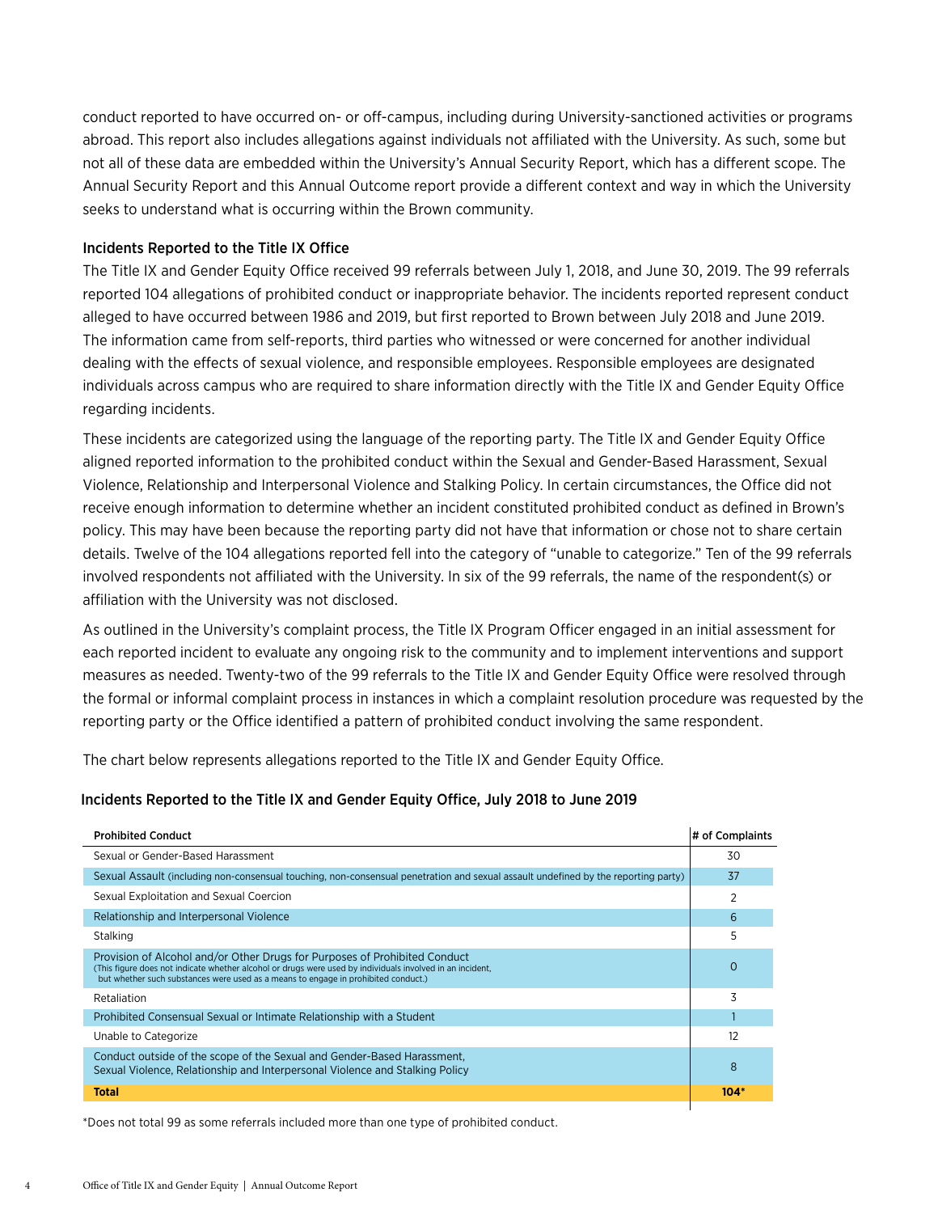conduct reported to have occurred on- or off-campus, including during University-sanctioned activities or programs abroad. This report also includes allegations against individuals not affiliated with the University. As such, some but not all of these data are embedded within the University's Annual Security Report, which has a different scope. The Annual Security Report and this Annual Outcome report provide a different context and way in which the University seeks to understand what is occurring within the Brown community.

### Incidents Reported to the Title IX Office

The Title IX and Gender Equity Office received 99 referrals between July 1, 2018, and June 30, 2019. The 99 referrals reported 104 allegations of prohibited conduct or inappropriate behavior. The incidents reported represent conduct alleged to have occurred between 1986 and 2019, but first reported to Brown between July 2018 and June 2019. The information came from self-reports, third parties who witnessed or were concerned for another individual dealing with the effects of sexual violence, and responsible employees. Responsible employees are designated individuals across campus who are required to share information directly with the Title IX and Gender Equity Office regarding incidents.

These incidents are categorized using the language of the reporting party. The Title IX and Gender Equity Office aligned reported information to the prohibited conduct within the Sexual and Gender-Based Harassment, Sexual Violence, Relationship and Interpersonal Violence and Stalking Policy. In certain circumstances, the Office did not receive enough information to determine whether an incident constituted prohibited conduct as defined in Brown's policy. This may have been because the reporting party did not have that information or chose not to share certain details. Twelve of the 104 allegations reported fell into the category of "unable to categorize." Ten of the 99 referrals involved respondents not affiliated with the University. In six of the 99 referrals, the name of the respondent(s) or affiliation with the University was not disclosed.

As outlined in the University's complaint process, the Title IX Program Officer engaged in an initial assessment for each reported incident to evaluate any ongoing risk to the community and to implement interventions and support measures as needed. Twenty-two of the 99 referrals to the Title IX and Gender Equity Office were resolved through the formal or informal complaint process in instances in which a complaint resolution procedure was requested by the reporting party or the Office identified a pattern of prohibited conduct involving the same respondent.

The chart below represents allegations reported to the Title IX and Gender Equity Office.

### Incidents Reported to the Title IX and Gender Equity Office, July 2018 to June 2019

| Prohibited Conduct | # of Complaints |
|---|---|
| Sexual or Gender-Based Harassment | 30 |
| Sexual Assault (including non-consensual touching, non-consensual penetration and sexual assault undefined by the reporting party) | 37 |
| Sexual Exploitation and Sexual Coercion | 2 |
| Relationship and Interpersonal Violence | 6 |
| Stalking | 5 |
| Provision of Alcohol and/or Other Drugs for Purposes of Prohibited Conduct (This figure does not indicate whether alcohol or drugs were used by individuals involved in an incident, but whether such substances were used as a means to engage in prohibited conduct.) | 0 |
| Retaliation | 3 |
| Prohibited Consensual Sexual or Intimate Relationship with a Student | 1 |
| Unable to Categorize | 12 |
| Conduct outside of the scope of the Sexual and Gender-Based Harassment, Sexual Violence, Relationship and Interpersonal Violence and Stalking Policy | 8 |
| **Total** | **104*** |

*Does not total 99 as some referrals included more than one type of prohibited conduct.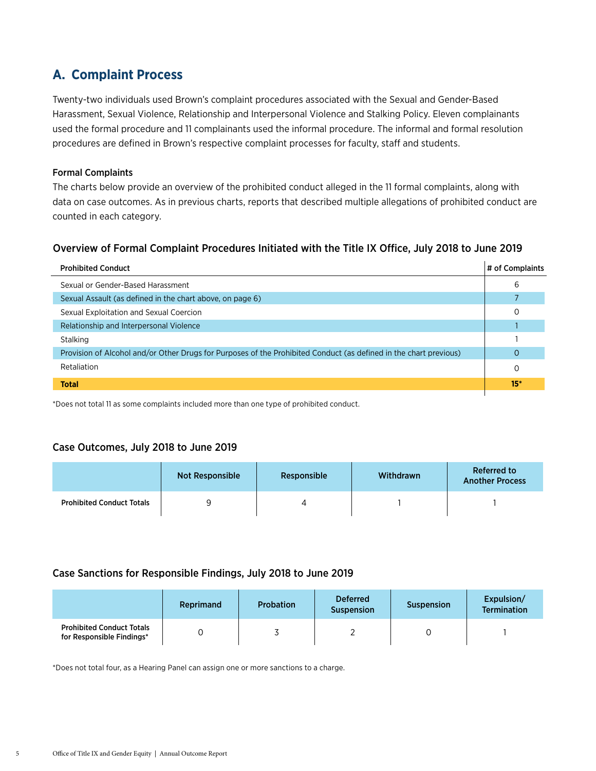## A. Complaint Process

Twenty-two individuals used Brown's complaint procedures associated with the Sexual and Gender-Based Harassment, Sexual Violence, Relationship and Interpersonal Violence and Stalking Policy. Eleven complainants used the formal procedure and 11 complainants used the informal procedure. The informal and formal resolution procedures are defined in Brown's respective complaint processes for faculty, staff and students.

### Formal Complaints

The charts below provide an overview of the prohibited conduct alleged in the 11 formal complaints, along with data on case outcomes. As in previous charts, reports that described multiple allegations of prohibited conduct are counted in each category.

### Overview of Formal Complaint Procedures Initiated with the Title IX Office, July 2018 to June 2019

| Prohibited Conduct | # of Complaints |
|---|---|
| Sexual or Gender-Based Harassment | 6 |
| Sexual Assault (as defined in the chart above, on page 6) | 7 |
| Sexual Exploitation and Sexual Coercion | 0 |
| Relationship and Interpersonal Violence | 1 |
| Stalking | 1 |
| Provision of Alcohol and/or Other Drugs for Purposes of the Prohibited Conduct (as defined in the chart previous) | 0 |
| Retaliation | 0 |
| **Total** | **15*** |

*Does not total 11 as some complaints included more than one type of prohibited conduct.

### Case Outcomes, July 2018 to June 2019

| | Not Responsible | Responsible | Withdrawn | Referred to Another Process |
|---|---|---|---|---|
| **Prohibited Conduct Totals** | 9 | 4 | 1 | 1 |

### Case Sanctions for Responsible Findings, July 2018 to June 2019

| | Reprimand | Probation | Deferred Suspension | Suspension | Expulsion/ Termination |
|---|---|---|---|---|---|
| **Prohibited Conduct Totals for Responsible Findings*** | 0 | 3 | 2 | 0 | 1 |

*Does not total four, as a Hearing Panel can assign one or more sanctions to a charge.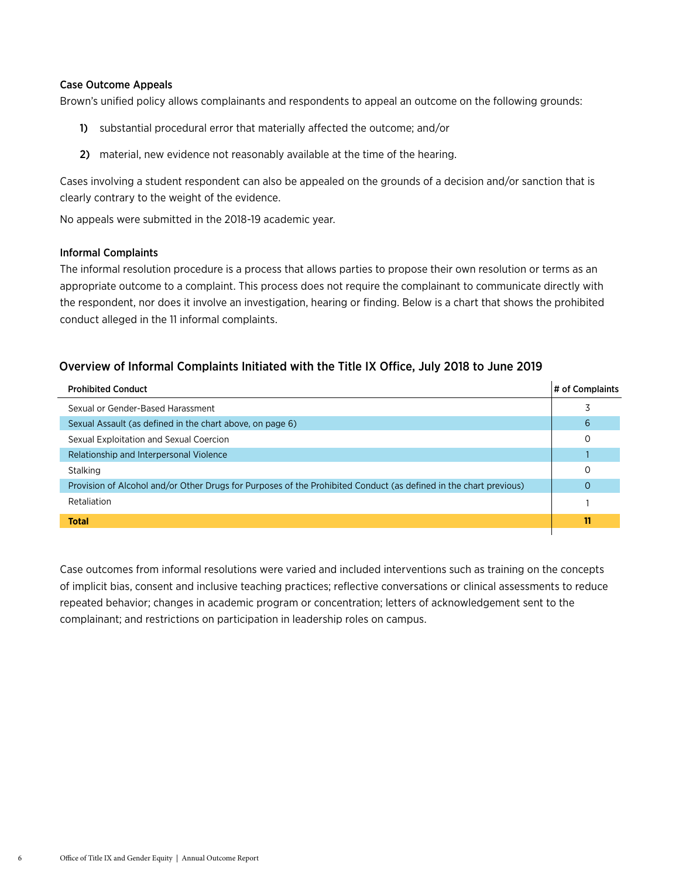### Case Outcome Appeals

Brown's unified policy allows complainants and respondents to appeal an outcome on the following grounds:

1) substantial procedural error that materially affected the outcome; and/or

2) material, new evidence not reasonably available at the time of the hearing.

Cases involving a student respondent can also be appealed on the grounds of a decision and/or sanction that is clearly contrary to the weight of the evidence.

No appeals were submitted in the 2018-19 academic year.

### Informal Complaints

The informal resolution procedure is a process that allows parties to propose their own resolution or terms as an appropriate outcome to a complaint. This process does not require the complainant to communicate directly with the respondent, nor does it involve an investigation, hearing or finding. Below is a chart that shows the prohibited conduct alleged in the 11 informal complaints.

## Overview of Informal Complaints Initiated with the Title IX Office, July 2018 to June 2019

| Prohibited Conduct | # of Complaints |
|---|---|
| Sexual or Gender-Based Harassment | 3 |
| Sexual Assault (as defined in the chart above, on page 6) | 6 |
| Sexual Exploitation and Sexual Coercion | 0 |
| Relationship and Interpersonal Violence | 1 |
| Stalking | 0 |
| Provision of Alcohol and/or Other Drugs for Purposes of the Prohibited Conduct (as defined in the chart previous) | 0 |
| Retaliation | 1 |
| **Total** | **11** |

Case outcomes from informal resolutions were varied and included interventions such as training on the concepts of implicit bias, consent and inclusive teaching practices; reflective conversations or clinical assessments to reduce repeated behavior; changes in academic program or concentration; letters of acknowledgement sent to the complainant; and restrictions on participation in leadership roles on campus.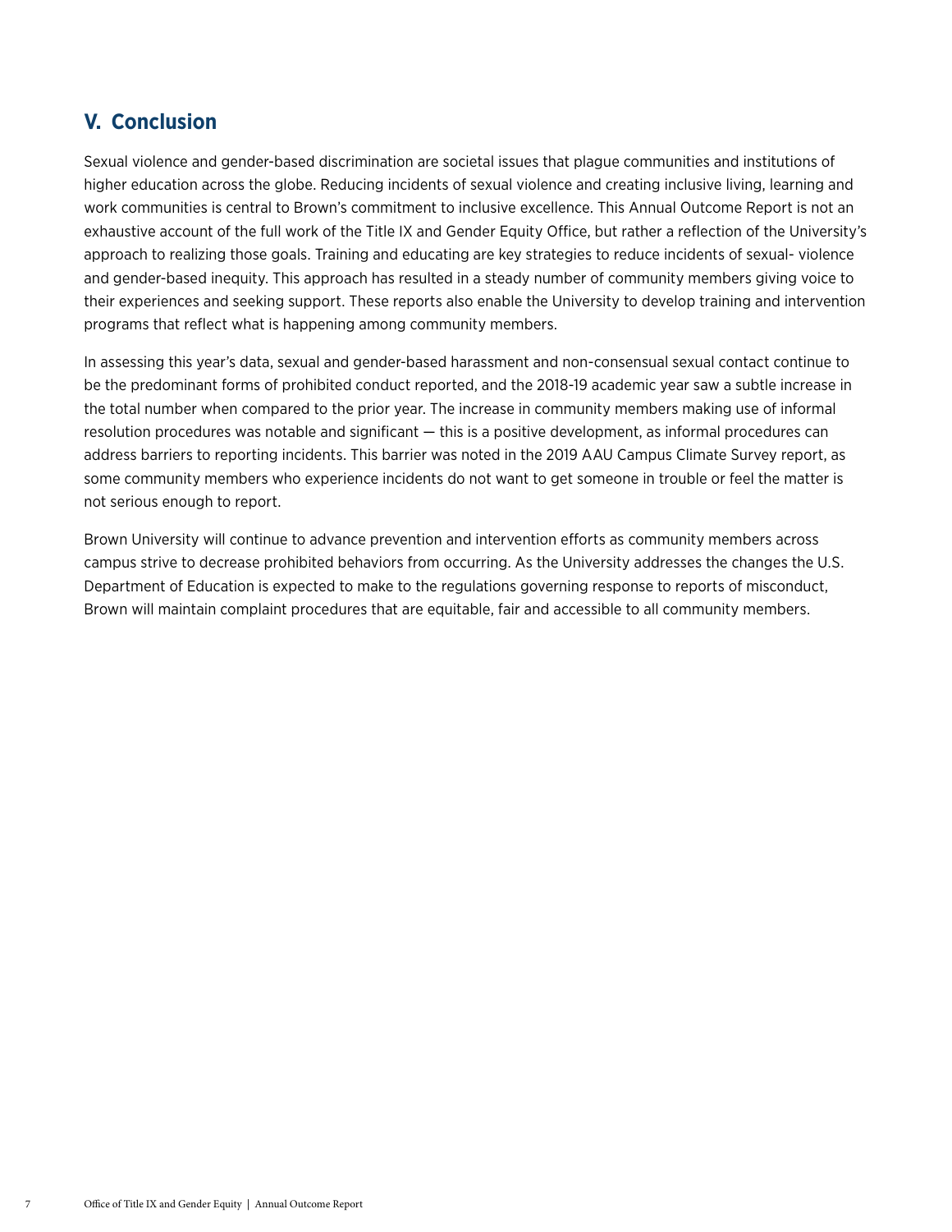## V. Conclusion

Sexual violence and gender-based discrimination are societal issues that plague communities and institutions of higher education across the globe. Reducing incidents of sexual violence and creating inclusive living, learning and work communities is central to Brown's commitment to inclusive excellence. This Annual Outcome Report is not an exhaustive account of the full work of the Title IX and Gender Equity Office, but rather a reflection of the University's approach to realizing those goals. Training and educating are key strategies to reduce incidents of sexual- violence and gender-based inequity. This approach has resulted in a steady number of community members giving voice to their experiences and seeking support. These reports also enable the University to develop training and intervention programs that reflect what is happening among community members.

In assessing this year's data, sexual and gender-based harassment and non-consensual sexual contact continue to be the predominant forms of prohibited conduct reported, and the 2018-19 academic year saw a subtle increase in the total number when compared to the prior year. The increase in community members making use of informal resolution procedures was notable and significant — this is a positive development, as informal procedures can address barriers to reporting incidents. This barrier was noted in the 2019 AAU Campus Climate Survey report, as some community members who experience incidents do not want to get someone in trouble or feel the matter is not serious enough to report.

Brown University will continue to advance prevention and intervention efforts as community members across campus strive to decrease prohibited behaviors from occurring. As the University addresses the changes the U.S. Department of Education is expected to make to the regulations governing response to reports of misconduct, Brown will maintain complaint procedures that are equitable, fair and accessible to all community members.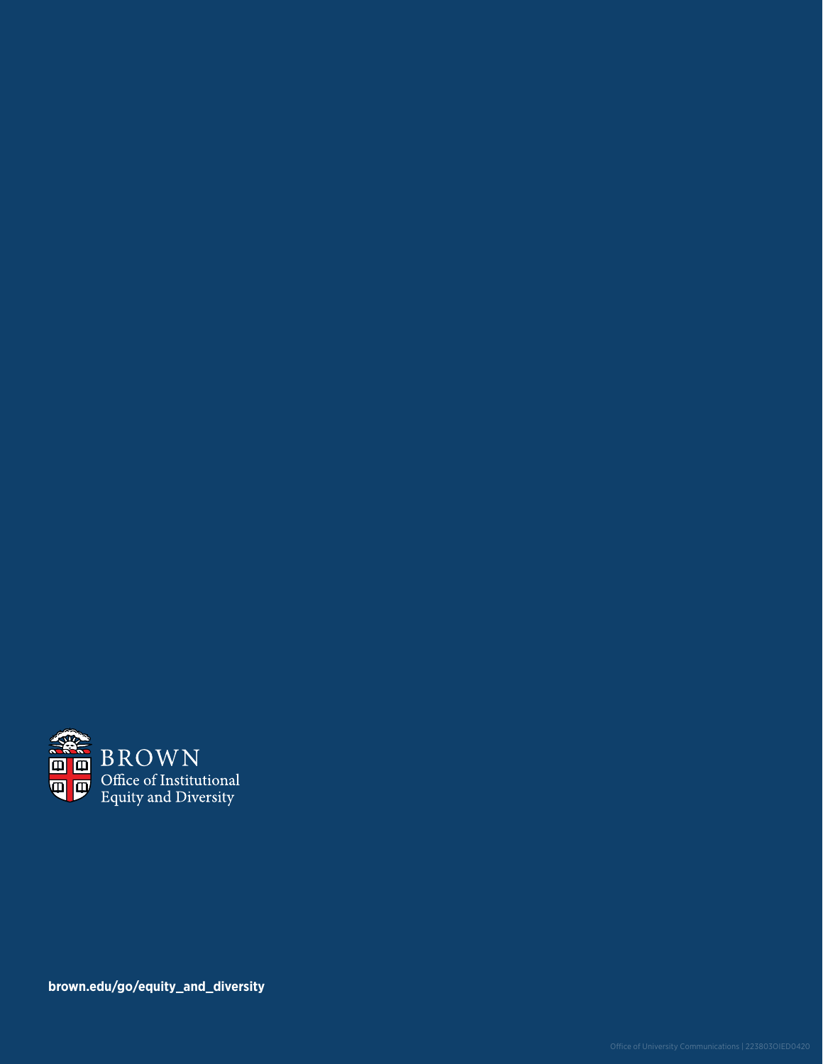BROWN
Office of Institutional
Equity and Diversity

**brown.edu/go/equity_and_diversity**

Office of University Communications | 223803OIED0420